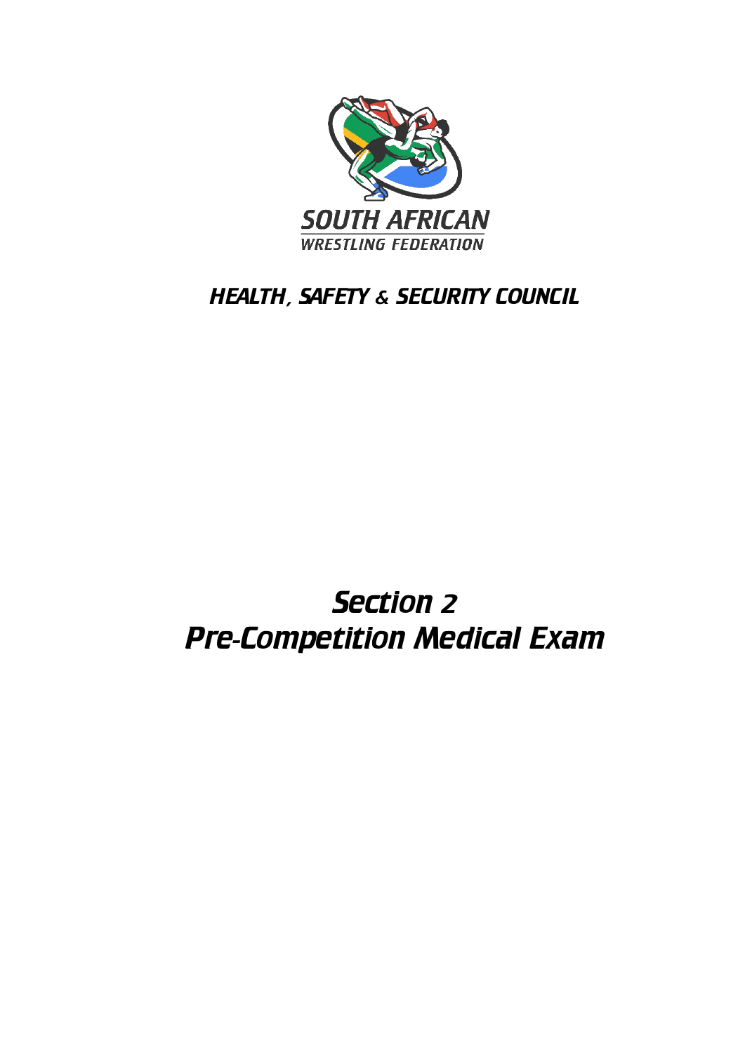SOUTH AFRICAN
WRESTLING FEDERATION

## *HEALTH, SAFETY & SECURITY COUNCIL*

# *Section 2*
# *Pre-Competition Medical Exam*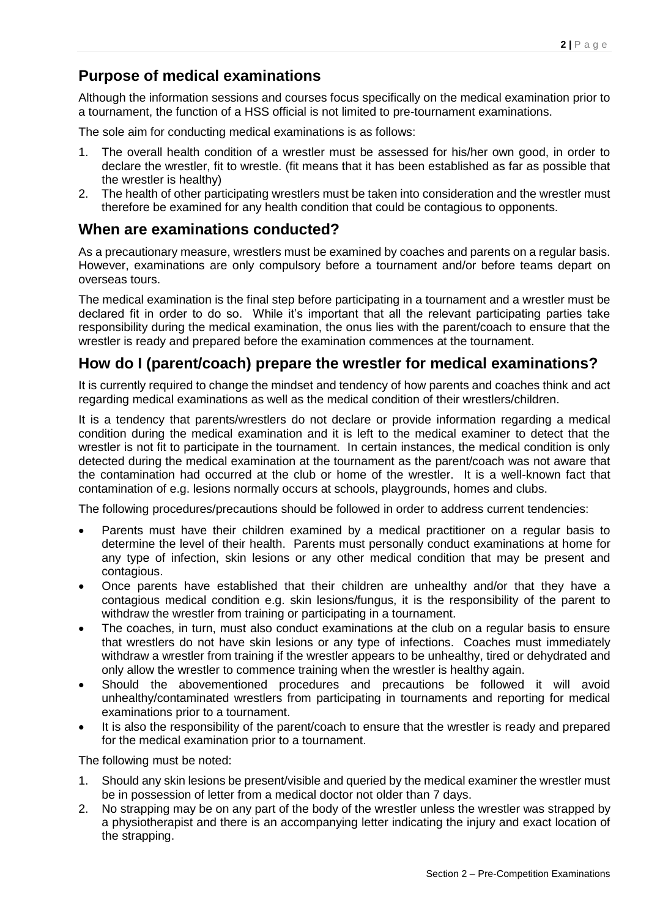## Purpose of medical examinations

Although the information sessions and courses focus specifically on the medical examination prior to a tournament, the function of a HSS official is not limited to pre-tournament examinations.

The sole aim for conducting medical examinations is as follows:

1. The overall health condition of a wrestler must be assessed for his/her own good, in order to declare the wrestler, fit to wrestle. (fit means that it has been established as far as possible that the wrestler is healthy)
2. The health of other participating wrestlers must be taken into consideration and the wrestler must therefore be examined for any health condition that could be contagious to opponents.

## When are examinations conducted?

As a precautionary measure, wrestlers must be examined by coaches and parents on a regular basis. However, examinations are only compulsory before a tournament and/or before teams depart on overseas tours.

The medical examination is the final step before participating in a tournament and a wrestler must be declared fit in order to do so. While it's important that all the relevant participating parties take responsibility during the medical examination, the onus lies with the parent/coach to ensure that the wrestler is ready and prepared before the examination commences at the tournament.

## How do I (parent/coach) prepare the wrestler for medical examinations?

It is currently required to change the mindset and tendency of how parents and coaches think and act regarding medical examinations as well as the medical condition of their wrestlers/children.

It is a tendency that parents/wrestlers do not declare or provide information regarding a medical condition during the medical examination and it is left to the medical examiner to detect that the wrestler is not fit to participate in the tournament. In certain instances, the medical condition is only detected during the medical examination at the tournament as the parent/coach was not aware that the contamination had occurred at the club or home of the wrestler. It is a well-known fact that contamination of e.g. lesions normally occurs at schools, playgrounds, homes and clubs.

The following procedures/precautions should be followed in order to address current tendencies:

- Parents must have their children examined by a medical practitioner on a regular basis to determine the level of their health. Parents must personally conduct examinations at home for any type of infection, skin lesions or any other medical condition that may be present and contagious.
- Once parents have established that their children are unhealthy and/or that they have a contagious medical condition e.g. skin lesions/fungus, it is the responsibility of the parent to withdraw the wrestler from training or participating in a tournament.
- The coaches, in turn, must also conduct examinations at the club on a regular basis to ensure that wrestlers do not have skin lesions or any type of infections. Coaches must immediately withdraw a wrestler from training if the wrestler appears to be unhealthy, tired or dehydrated and only allow the wrestler to commence training when the wrestler is healthy again.
- Should the abovementioned procedures and precautions be followed it will avoid unhealthy/contaminated wrestlers from participating in tournaments and reporting for medical examinations prior to a tournament.
- It is also the responsibility of the parent/coach to ensure that the wrestler is ready and prepared for the medical examination prior to a tournament.

The following must be noted:

1. Should any skin lesions be present/visible and queried by the medical examiner the wrestler must be in possession of letter from a medical doctor not older than 7 days.
2. No strapping may be on any part of the body of the wrestler unless the wrestler was strapped by a physiotherapist and there is an accompanying letter indicating the injury and exact location of the strapping.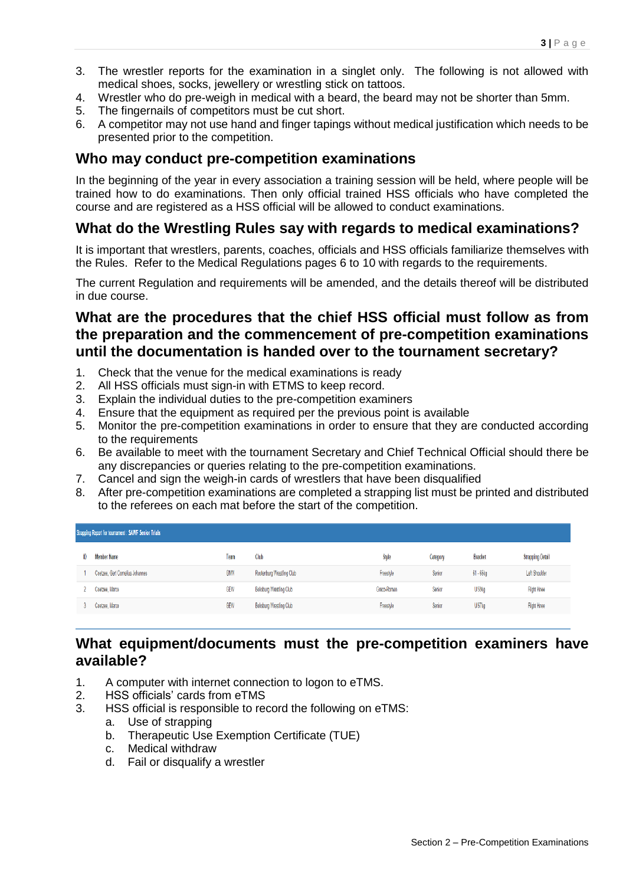3. The wrestler reports for the examination in a singlet only. The following is not allowed with medical shoes, socks, jewellery or wrestling stick on tattoos.
4. Wrestler who do pre-weigh in medical with a beard, the beard may not be shorter than 5mm.
5. The fingernails of competitors must be cut short.
6. A competitor may not use hand and finger tapings without medical justification which needs to be presented prior to the competition.

## Who may conduct pre-competition examinations

In the beginning of the year in every association a training session will be held, where people will be trained how to do examinations. Then only official trained HSS officials who have completed the course and are registered as a HSS official will be allowed to conduct examinations.

## What do the Wrestling Rules say with regards to medical examinations?

It is important that wrestlers, parents, coaches, officials and HSS officials familiarize themselves with the Rules. Refer to the Medical Regulations pages 6 to 10 with regards to the requirements.

The current Regulation and requirements will be amended, and the details thereof will be distributed in due course.

## What are the procedures that the chief HSS official must follow as from the preparation and the commencement of pre-competition examinations until the documentation is handed over to the tournament secretary?

1. Check that the venue for the medical examinations is ready
2. All HSS officials must sign-in with ETMS to keep record.
3. Explain the individual duties to the pre-competition examiners
4. Ensure that the equipment as required per the previous point is available
5. Monitor the pre-competition examinations in order to ensure that they are conducted according to the requirements
6. Be available to meet with the tournament Secretary and Chief Technical Official should there be any discrepancies or queries relating to the pre-competition examinations.
7. Cancel and sign the weigh-in cards of wrestlers that have been disqualified
8. After pre-competition examinations are completed a strapping list must be printed and distributed to the referees on each mat before the start of the competition.

Strapping Report for tournament: SAWF Senior Trials

| ID | Member Name | Team | Club | Style | Category | Bracket | Strapping Detail |
|---|---|---|---|---|---|---|---|
| 1 | Coetzee, Gert Cornelius Johannes | BNW | Rustenburg Wrestling Club | Freestyle | Senior | 61 - 65kg | Left Shoulder |
| 2 | Coetzee, Marco | GEW | Boksburg Wrestling Club | Greco-Roman | Senior | U55kg | Right Knee |
| 3 | Coetzee, Marco | GEW | Boksburg Wrestling Club | Freestyle | Senior | U57kg | Right Knee |

## What equipment/documents must the pre-competition examiners have available?

1. A computer with internet connection to logon to eTMS.
2. HSS officials' cards from eTMS
3. HSS official is responsible to record the following on eTMS:
   a. Use of strapping
   b. Therapeutic Use Exemption Certificate (TUE)
   c. Medical withdraw
   d. Fail or disqualify a wrestler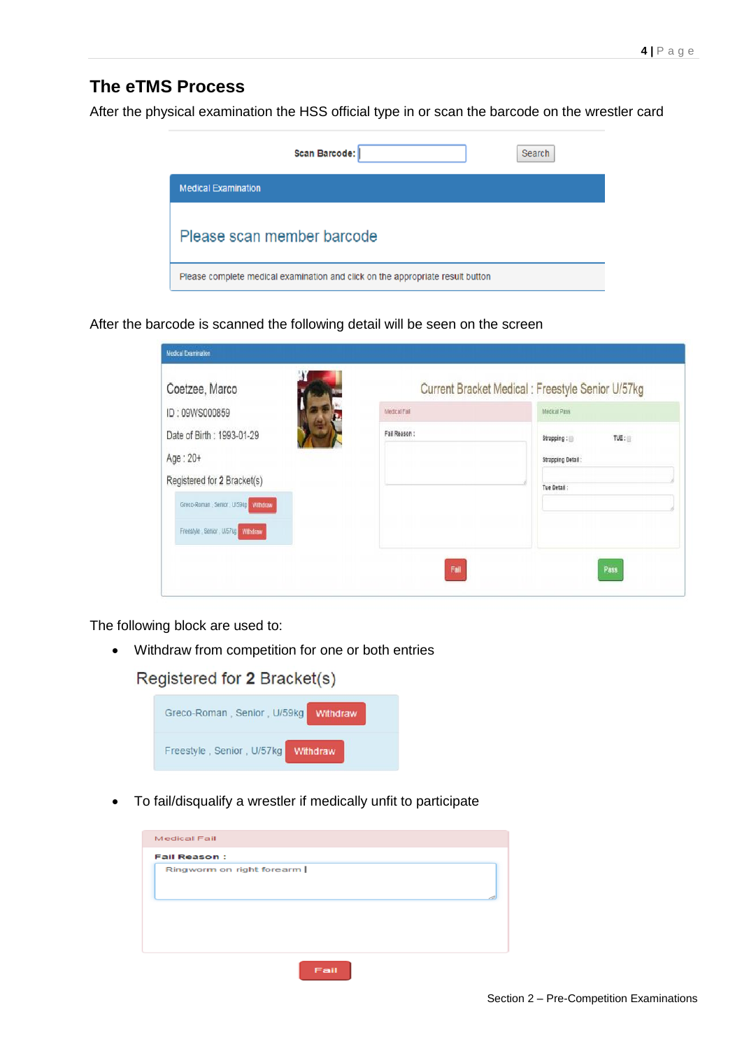## The eTMS Process

After the physical examination the HSS official type in or scan the barcode on the wrestler card

Scan Barcode: Search

Medical Examination

Please scan member barcode

Please complete medical examination and click on the appropriate result button

After the barcode is scanned the following detail will be seen on the screen

Medical Examination

Coetzee, Marco

ID : 09WS000859

Date of Birth : 1993-01-29

Age : 20+

Registered for 2 Bracket(s)

Greco-Roman , Senior , U/59kg Withdraw

Freestyle , Senior , U/57kg Withdraw

Current Bracket Medical : Freestyle Senior U/57kg

Medical Fail

Fail Reason :

Medical Pass

Strapping : TUE :

Strapping Detail :

Tue Detail :

Fail Pass

The following block are used to:

- Withdraw from competition for one or both entries

Registered for **2** Bracket(s)

Greco-Roman , Senior , U/59kg Withdraw

Freestyle , Senior , U/57kg Withdraw

- To fail/disqualify a wrestler if medically unfit to participate

Medical Fail

**Fail Reason :**

Ringworm on right forearm

Fail

Section 2 – Pre-Competition Examinations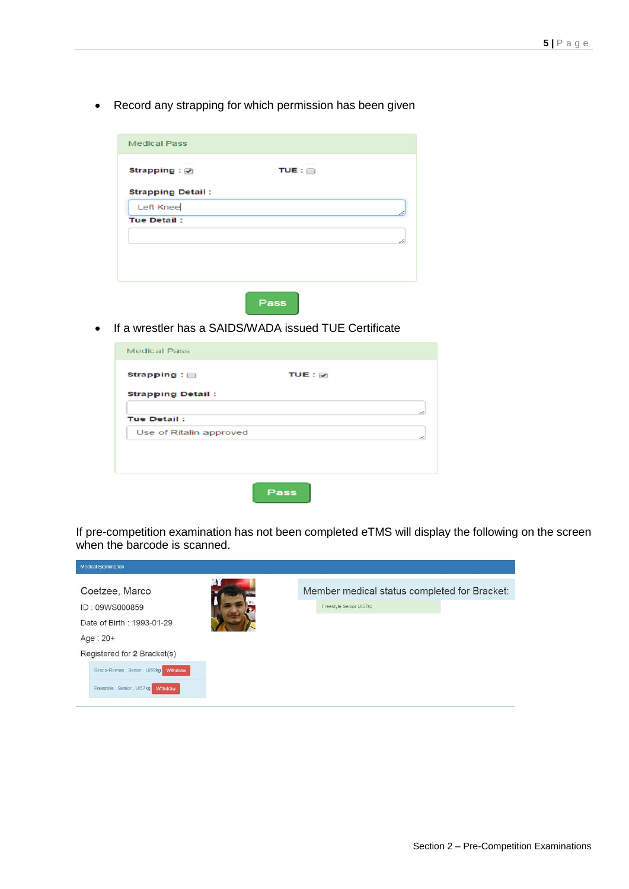- Record any strapping for which permission has been given

Medical Pass

Strapping : ☑ TUE : ☐

Strapping Detail :

Left Knee

Tue Detail :

Pass

- If a wrestler has a SAIDS/WADA issued TUE Certificate

Medical Pass

Strapping : ☐ TUE : ☑

Strapping Detail :

Tue Detail :

Use of Ritalin approved

Pass

If pre-competition examination has not been completed eTMS will display the following on the screen when the barcode is scanned.

Medical Examination

Coetzee, Marco

ID : 09WS000859

Date of Birth : 1993-01-29

Age : 20+

Registered for 2 Bracket(s)

Greco-Roman , Senior , U/59kg Withdraw

Freestyle , Senior , U/57kg Withdraw

Member medical status completed for Bracket:

Freestyle Senior U/57kg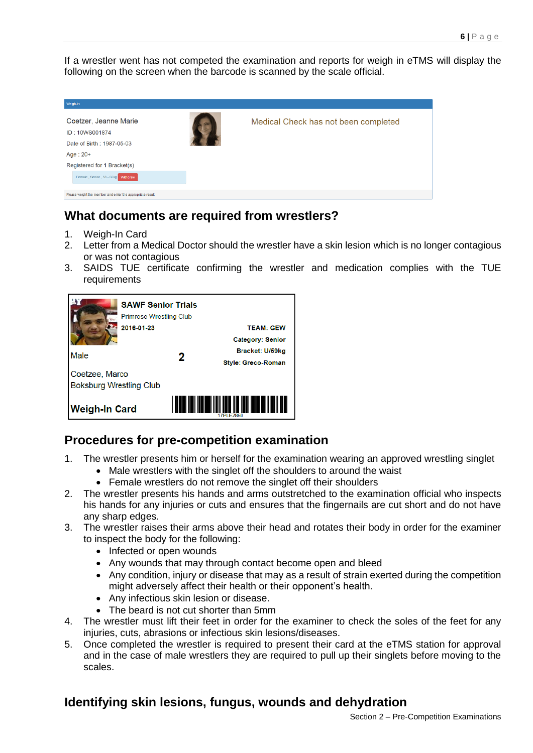If a wrestler went has not competed the examination and reports for weigh in eTMS will display the following on the screen when the barcode is scanned by the scale official.

Weigh-in

Coetzer, Jeanne Marie

ID : 10WS001874

Date of Birth : 1987-05-03

Age : 20+

Registered for 1 Bracket(s)

Female , Senior , 58 - 60kg Withdraw

Medical Check has not been completed

Please weight the member and enter the appropriate result

## What documents are required from wrestlers?

1. Weigh-In Card
2. Letter from a Medical Doctor should the wrestler have a skin lesion which is no longer contagious or was not contagious
3. SAIDS TUE certificate confirming the wrestler and medication complies with the TUE requirements

**SAWF Senior Trials**

Primrose Wrestling Club

**2016-01-23**

**TEAM: GEW**

**Category: Senior**

**Bracket: U/59kg**

**Style: Greco-Roman**

Male

**2**

Coetzee, Marco

Boksburg Wrestling Club

**Weigh-In Card**

17PLE2860

## Procedures for pre-competition examination

1. The wrestler presents him or herself for the examination wearing an approved wrestling singlet
   - Male wrestlers with the singlet off the shoulders to around the waist
   - Female wrestlers do not remove the singlet off their shoulders
2. The wrestler presents his hands and arms outstretched to the examination official who inspects his hands for any injuries or cuts and ensures that the fingernails are cut short and do not have any sharp edges.
3. The wrestler raises their arms above their head and rotates their body in order for the examiner to inspect the body for the following:
   - Infected or open wounds
   - Any wounds that may through contact become open and bleed
   - Any condition, injury or disease that may as a result of strain exerted during the competition might adversely affect their health or their opponent's health.
   - Any infectious skin lesion or disease.
   - The beard is not cut shorter than 5mm
4. The wrestler must lift their feet in order for the examiner to check the soles of the feet for any injuries, cuts, abrasions or infectious skin lesions/diseases.
5. Once completed the wrestler is required to present their card at the eTMS station for approval and in the case of male wrestlers they are required to pull up their singlets before moving to the scales.

## Identifying skin lesions, fungus, wounds and dehydration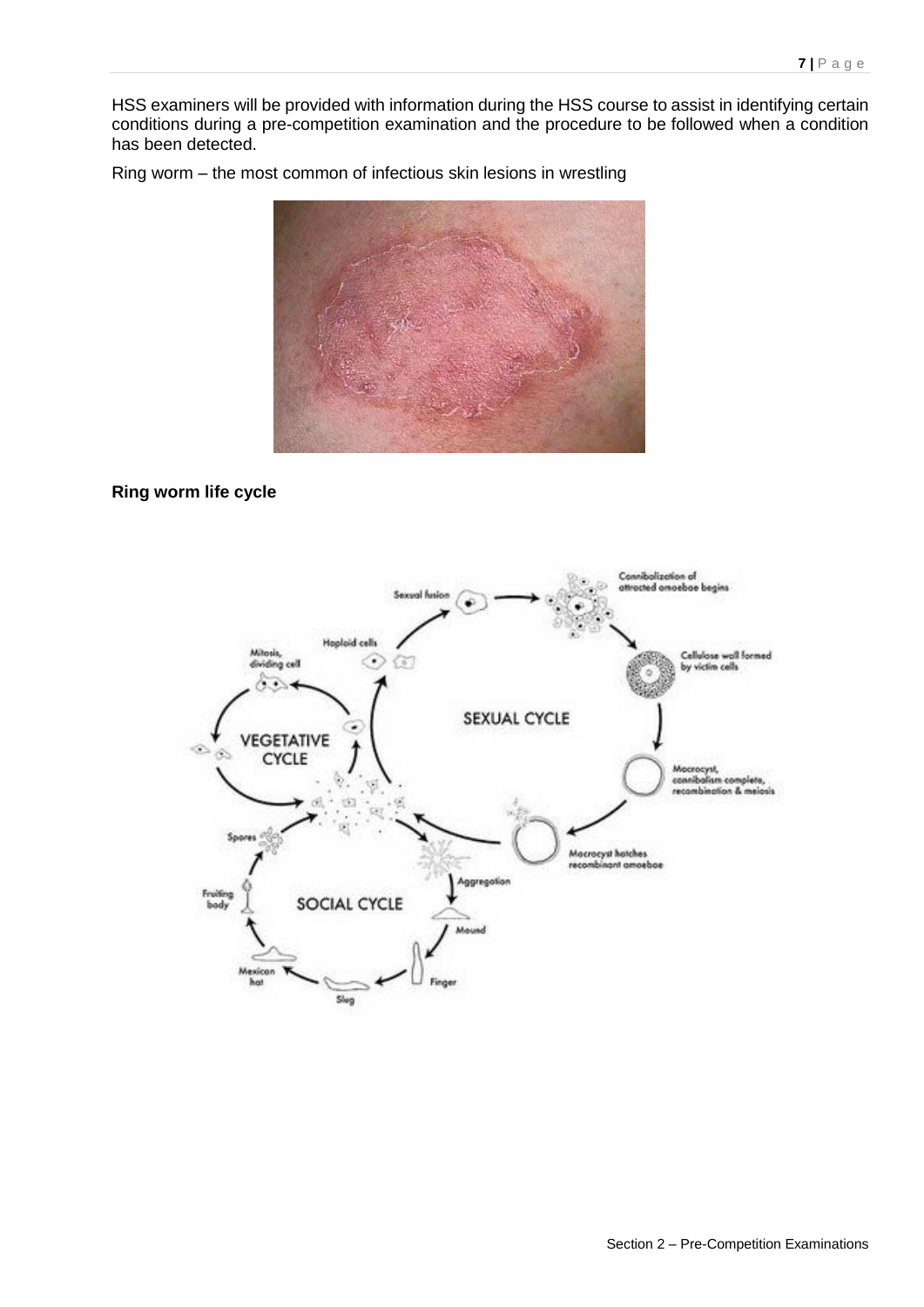HSS examiners will be provided with information during the HSS course to assist in identifying certain conditions during a pre-competition examination and the procedure to be followed when a condition has been detected.

Ring worm – the most common of infectious skin lesions in wrestling

**Ring worm life cycle**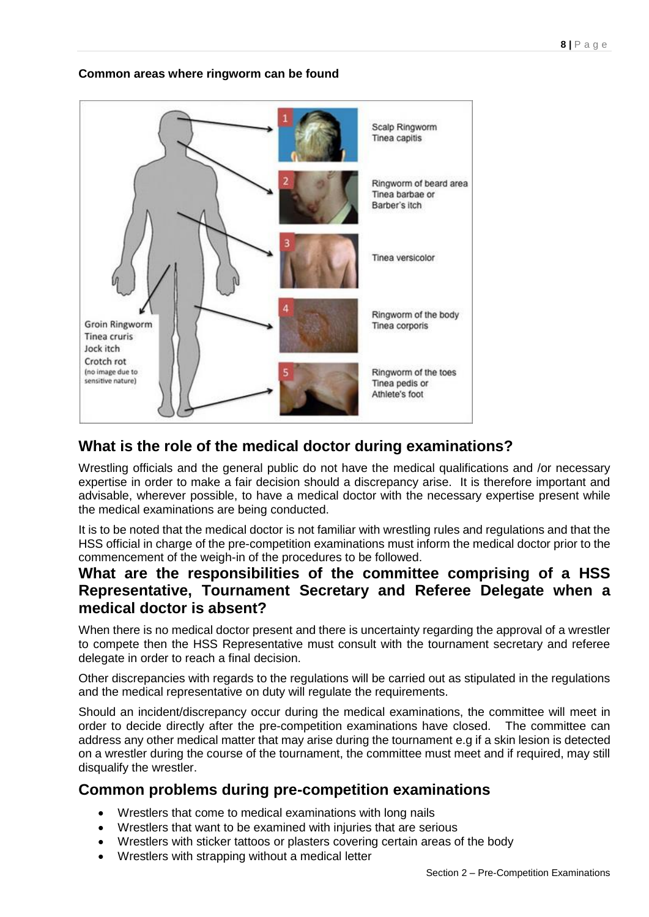**Common areas where ringworm can be found**

1 Scalp Ringworm
Tinea capitis

2 Ringworm of beard area
Tinea barbae or
Barber's itch

3 Tinea versicolor

4 Ringworm of the body
Tinea corporis

5 Ringworm of the toes
Tinea pedis or
Athlete's foot

Groin Ringworm
Tinea cruris
Jock itch
Crotch rot
(no image due to sensitive nature)

## What is the role of the medical doctor during examinations?

Wrestling officials and the general public do not have the medical qualifications and /or necessary expertise in order to make a fair decision should a discrepancy arise. It is therefore important and advisable, wherever possible, to have a medical doctor with the necessary expertise present while the medical examinations are being conducted.

It is to be noted that the medical doctor is not familiar with wrestling rules and regulations and that the HSS official in charge of the pre-competition examinations must inform the medical doctor prior to the commencement of the weigh-in of the procedures to be followed.

## What are the responsibilities of the committee comprising of a HSS Representative, Tournament Secretary and Referee Delegate when a medical doctor is absent?

When there is no medical doctor present and there is uncertainty regarding the approval of a wrestler to compete then the HSS Representative must consult with the tournament secretary and referee delegate in order to reach a final decision.

Other discrepancies with regards to the regulations will be carried out as stipulated in the regulations and the medical representative on duty will regulate the requirements.

Should an incident/discrepancy occur during the medical examinations, the committee will meet in order to decide directly after the pre-competition examinations have closed. The committee can address any other medical matter that may arise during the tournament e.g if a skin lesion is detected on a wrestler during the course of the tournament, the committee must meet and if required, may still disqualify the wrestler.

## Common problems during pre-competition examinations

- Wrestlers that come to medical examinations with long nails
- Wrestlers that want to be examined with injuries that are serious
- Wrestlers with sticker tattoos or plasters covering certain areas of the body
- Wrestlers with strapping without a medical letter